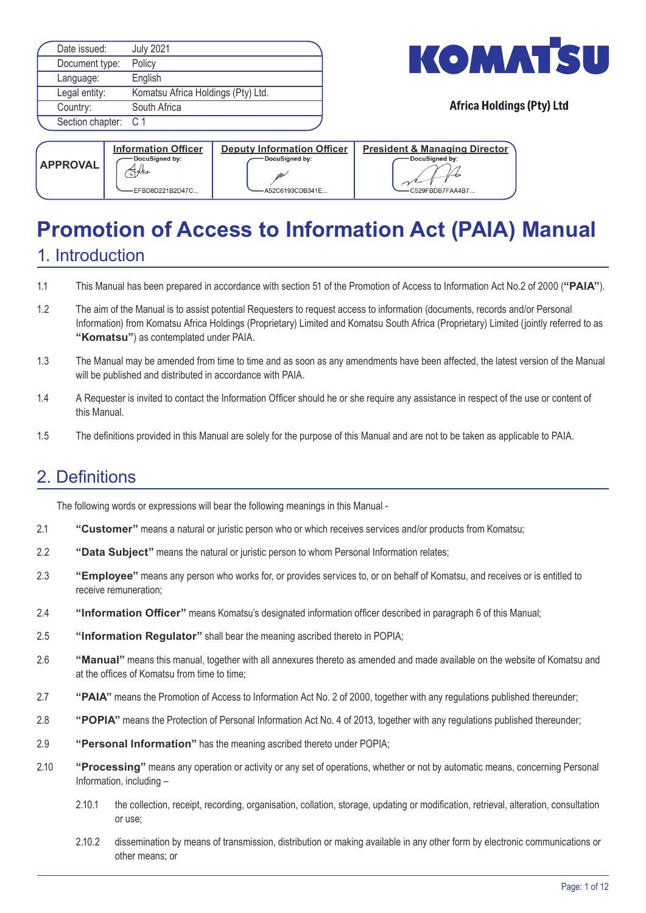| Date issued: | July 2021 |
| --- | --- |
| Document type: | Policy |
| Language: | English |
| Legal entity: | Komatsu Africa Holdings (Pty) Ltd. |
| Country: | South Africa |
| Section chapter: | C 1 |

KOMATSU

Africa Holdings (Pty) Ltd

| APPROVAL | Information Officer | Deputy Information Officer | President & Managing Director |
| --- | --- | --- | --- |
| | DocuSigned by: EFBD8D221B2D47C... | DocuSigned by: A52C6193CDB341E... | DocuSigned by: C529FBDB7FAA4B7... |

# Promotion of Access to Information Act (PAIA) Manual

## 1. Introduction

1.1 This Manual has been prepared in accordance with section 51 of the Promotion of Access to Information Act No.2 of 2000 (**"PAIA"**).

1.2 The aim of the Manual is to assist potential Requesters to request access to information (documents, records and/or Personal Information) from Komatsu Africa Holdings (Proprietary) Limited and Komatsu South Africa (Proprietary) Limited (jointly referred to as **"Komatsu"**) as contemplated under PAIA.

1.3 The Manual may be amended from time to time and as soon as any amendments have been affected, the latest version of the Manual will be published and distributed in accordance with PAIA.

1.4 A Requester is invited to contact the Information Officer should he or she require any assistance in respect of the use or content of this Manual.

1.5 The definitions provided in this Manual are solely for the purpose of this Manual and are not to be taken as applicable to PAIA.

## 2. Definitions

The following words or expressions will bear the following meanings in this Manual -

2.1 **"Customer"** means a natural or juristic person who or which receives services and/or products from Komatsu;

2.2 **"Data Subject"** means the natural or juristic person to whom Personal Information relates;

2.3 **"Employee"** means any person who works for, or provides services to, or on behalf of Komatsu, and receives or is entitled to receive remuneration;

2.4 **"Information Officer"** means Komatsu's designated information officer described in paragraph 6 of this Manual;

2.5 **"Information Regulator"** shall bear the meaning ascribed thereto in POPIA;

2.6 **"Manual"** means this manual, together with all annexures thereto as amended and made available on the website of Komatsu and at the offices of Komatsu from time to time;

2.7 **"PAIA"** means the Promotion of Access to Information Act No. 2 of 2000, together with any regulations published thereunder;

2.8 **"POPIA"** means the Protection of Personal Information Act No. 4 of 2013, together with any regulations published thereunder;

2.9 **"Personal Information"** has the meaning ascribed thereto under POPIA;

2.10 **"Processing"** means any operation or activity or any set of operations, whether or not by automatic means, concerning Personal Information, including –

2.10.1 the collection, receipt, recording, organisation, collation, storage, updating or modification, retrieval, alteration, consultation or use;

2.10.2 dissemination by means of transmission, distribution or making available in any other form by electronic communications or other means; or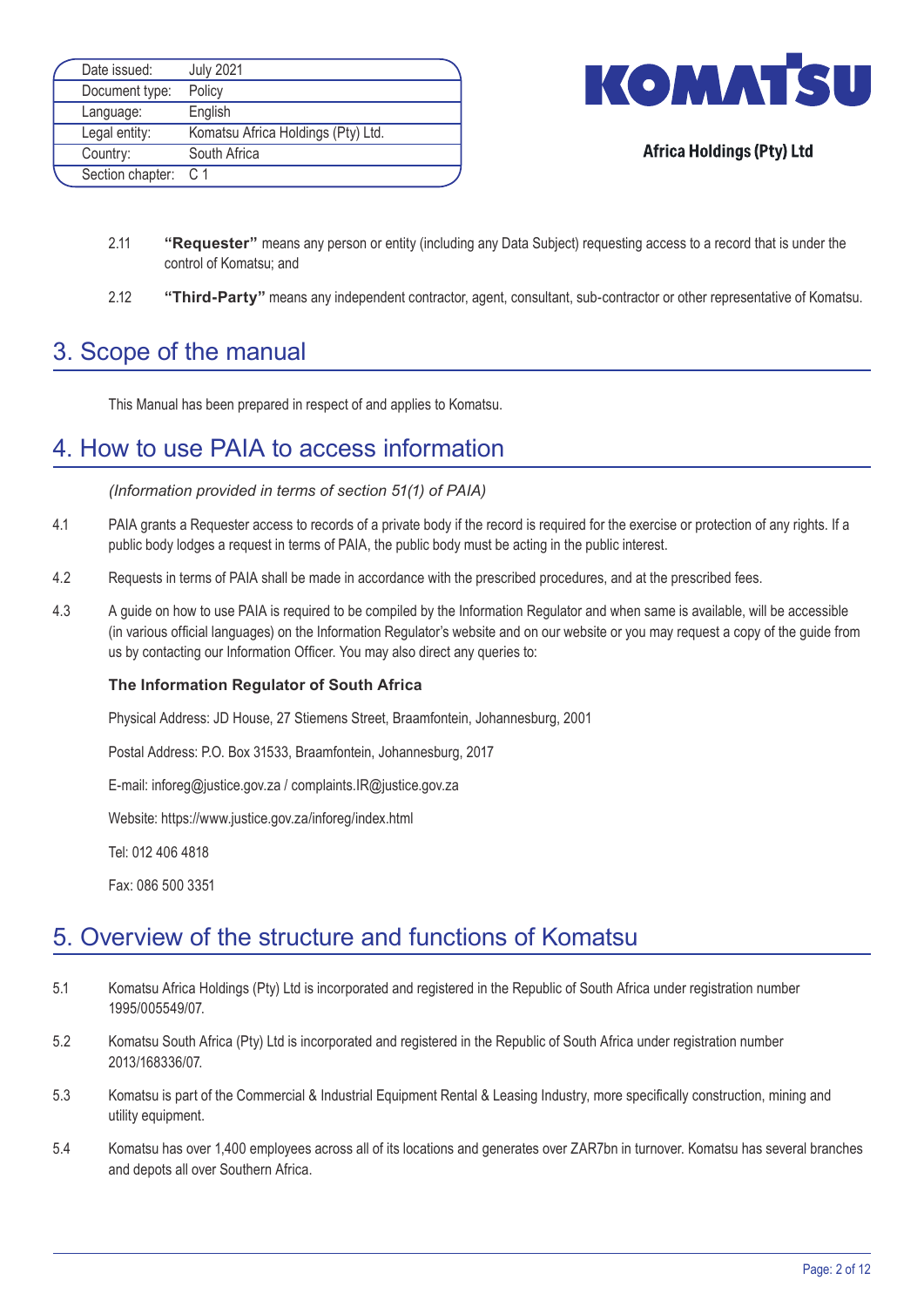2.11 **"Requester"** means any person or entity (including any Data Subject) requesting access to a record that is under the control of Komatsu; and

2.12 **"Third-Party"** means any independent contractor, agent, consultant, sub-contractor or other representative of Komatsu.

## 3. Scope of the manual

This Manual has been prepared in respect of and applies to Komatsu.

## 4. How to use PAIA to access information

*(Information provided in terms of section 51(1) of PAIA)*

4.1 PAIA grants a Requester access to records of a private body if the record is required for the exercise or protection of any rights. If a public body lodges a request in terms of PAIA, the public body must be acting in the public interest.

4.2 Requests in terms of PAIA shall be made in accordance with the prescribed procedures, and at the prescribed fees.

4.3 A guide on how to use PAIA is required to be compiled by the Information Regulator and when same is available, will be accessible (in various official languages) on the Information Regulator's website and on our website or you may request a copy of the guide from us by contacting our Information Officer. You may also direct any queries to:

**The Information Regulator of South Africa**

Physical Address: JD House, 27 Stiemens Street, Braamfontein, Johannesburg, 2001

Postal Address: P.O. Box 31533, Braamfontein, Johannesburg, 2017

E-mail: inforeg@justice.gov.za / complaints.IR@justice.gov.za

Website: https://www.justice.gov.za/inforeg/index.html

Tel: 012 406 4818

Fax: 086 500 3351

## 5. Overview of the structure and functions of Komatsu

5.1 Komatsu Africa Holdings (Pty) Ltd is incorporated and registered in the Republic of South Africa under registration number 1995/005549/07.

5.2 Komatsu South Africa (Pty) Ltd is incorporated and registered in the Republic of South Africa under registration number 2013/168336/07.

5.3 Komatsu is part of the Commercial & Industrial Equipment Rental & Leasing Industry, more specifically construction, mining and utility equipment.

5.4 Komatsu has over 1,400 employees across all of its locations and generates over ZAR7bn in turnover. Komatsu has several branches and depots all over Southern Africa.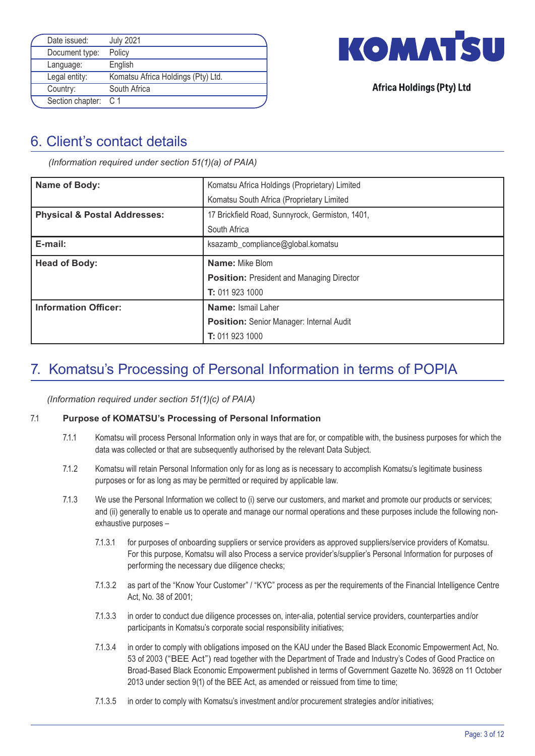| Date issued: | July 2021 |
|---|---|
| Document type: | Policy |
| Language: | English |
| Legal entity: | Komatsu Africa Holdings (Pty) Ltd. |
| Country: | South Africa |
| Section chapter: | C 1 |

KOMATSU

Africa Holdings (Pty) Ltd

## 6. Client's contact details

*(Information required under section 51(1)(a) of PAIA)*

| | |
|---|---|
| **Name of Body:** | Komatsu Africa Holdings (Proprietary) Limited<br>Komatsu South Africa (Proprietary Limited |
| **Physical & Postal Addresses:** | 17 Brickfield Road, Sunnyrock, Germiston, 1401,<br>South Africa |
| **E-mail:** | ksazamb_compliance@global.komatsu |
| **Head of Body:** | **Name:** Mike Blom<br>**Position:** President and Managing Director<br>**T:** 011 923 1000 |
| **Information Officer:** | **Name:** Ismail Laher<br>**Position:** Senior Manager: Internal Audit<br>**T:** 011 923 1000 |

## 7. Komatsu's Processing of Personal Information in terms of POPIA

*(Information required under section 51(1)(c) of PAIA)*

7.1 **Purpose of KOMATSU's Processing of Personal Information**

7.1.1 Komatsu will process Personal Information only in ways that are for, or compatible with, the business purposes for which the data was collected or that are subsequently authorised by the relevant Data Subject.

7.1.2 Komatsu will retain Personal Information only for as long as is necessary to accomplish Komatsu's legitimate business purposes or for as long as may be permitted or required by applicable law.

7.1.3 We use the Personal Information we collect to (i) serve our customers, and market and promote our products or services; and (ii) generally to enable us to operate and manage our normal operations and these purposes include the following non-exhaustive purposes –

7.1.3.1 for purposes of onboarding suppliers or service providers as approved suppliers/service providers of Komatsu. For this purpose, Komatsu will also Process a service provider's/supplier's Personal Information for purposes of performing the necessary due diligence checks;

7.1.3.2 as part of the "Know Your Customer" / "KYC" process as per the requirements of the Financial Intelligence Centre Act, No. 38 of 2001;

7.1.3.3 in order to conduct due diligence processes on, inter-alia, potential service providers, counterparties and/or participants in Komatsu's corporate social responsibility initiatives;

7.1.3.4 in order to comply with obligations imposed on the KAU under the Based Black Economic Empowerment Act, No. 53 of 2003 ("BEE Act") read together with the Department of Trade and Industry's Codes of Good Practice on Broad-Based Black Economic Empowerment published in terms of Government Gazette No. 36928 on 11 October 2013 under section 9(1) of the BEE Act, as amended or reissued from time to time;

7.1.3.5 in order to comply with Komatsu's investment and/or procurement strategies and/or initiatives;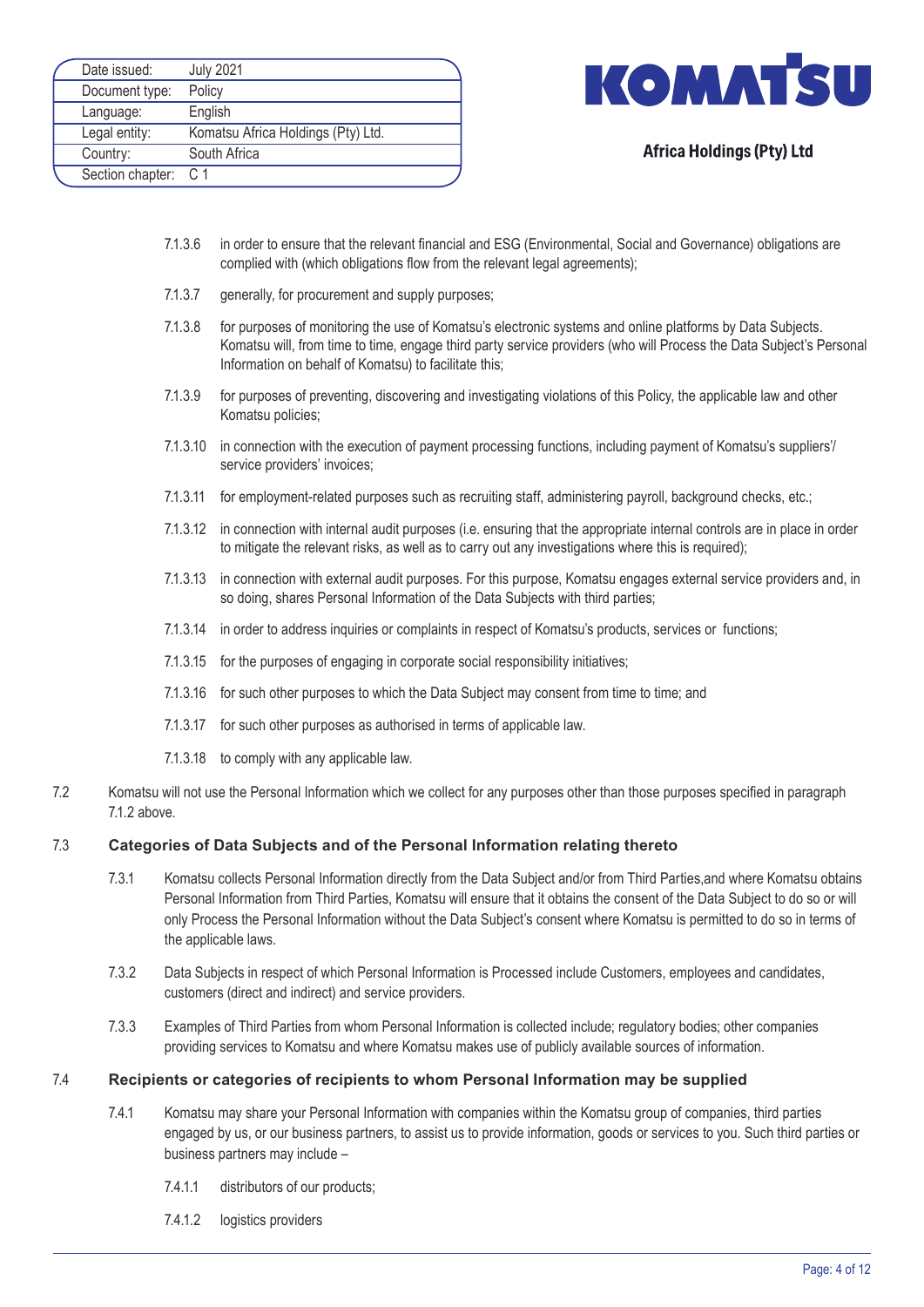7.1.3.6 in order to ensure that the relevant financial and ESG (Environmental, Social and Governance) obligations are complied with (which obligations flow from the relevant legal agreements);

7.1.3.7 generally, for procurement and supply purposes;

7.1.3.8 for purposes of monitoring the use of Komatsu's electronic systems and online platforms by Data Subjects. Komatsu will, from time to time, engage third party service providers (who will Process the Data Subject's Personal Information on behalf of Komatsu) to facilitate this;

7.1.3.9 for purposes of preventing, discovering and investigating violations of this Policy, the applicable law and other Komatsu policies;

7.1.3.10 in connection with the execution of payment processing functions, including payment of Komatsu's suppliers'/ service providers' invoices;

7.1.3.11 for employment-related purposes such as recruiting staff, administering payroll, background checks, etc.;

7.1.3.12 in connection with internal audit purposes (i.e. ensuring that the appropriate internal controls are in place in order to mitigate the relevant risks, as well as to carry out any investigations where this is required);

7.1.3.13 in connection with external audit purposes. For this purpose, Komatsu engages external service providers and, in so doing, shares Personal Information of the Data Subjects with third parties;

7.1.3.14 in order to address inquiries or complaints in respect of Komatsu's products, services or functions;

7.1.3.15 for the purposes of engaging in corporate social responsibility initiatives;

7.1.3.16 for such other purposes to which the Data Subject may consent from time to time; and

7.1.3.17 for such other purposes as authorised in terms of applicable law.

7.1.3.18 to comply with any applicable law.

7.2 Komatsu will not use the Personal Information which we collect for any purposes other than those purposes specified in paragraph 7.1.2 above.

### 7.3 Categories of Data Subjects and of the Personal Information relating thereto

7.3.1 Komatsu collects Personal Information directly from the Data Subject and/or from Third Parties,and where Komatsu obtains Personal Information from Third Parties, Komatsu will ensure that it obtains the consent of the Data Subject to do so or will only Process the Personal Information without the Data Subject's consent where Komatsu is permitted to do so in terms of the applicable laws.

7.3.2 Data Subjects in respect of which Personal Information is Processed include Customers, employees and candidates, customers (direct and indirect) and service providers.

7.3.3 Examples of Third Parties from whom Personal Information is collected include; regulatory bodies; other companies providing services to Komatsu and where Komatsu makes use of publicly available sources of information.

### 7.4 Recipients or categories of recipients to whom Personal Information may be supplied

7.4.1 Komatsu may share your Personal Information with companies within the Komatsu group of companies, third parties engaged by us, or our business partners, to assist us to provide information, goods or services to you. Such third parties or business partners may include –

7.4.1.1 distributors of our products;

7.4.1.2 logistics providers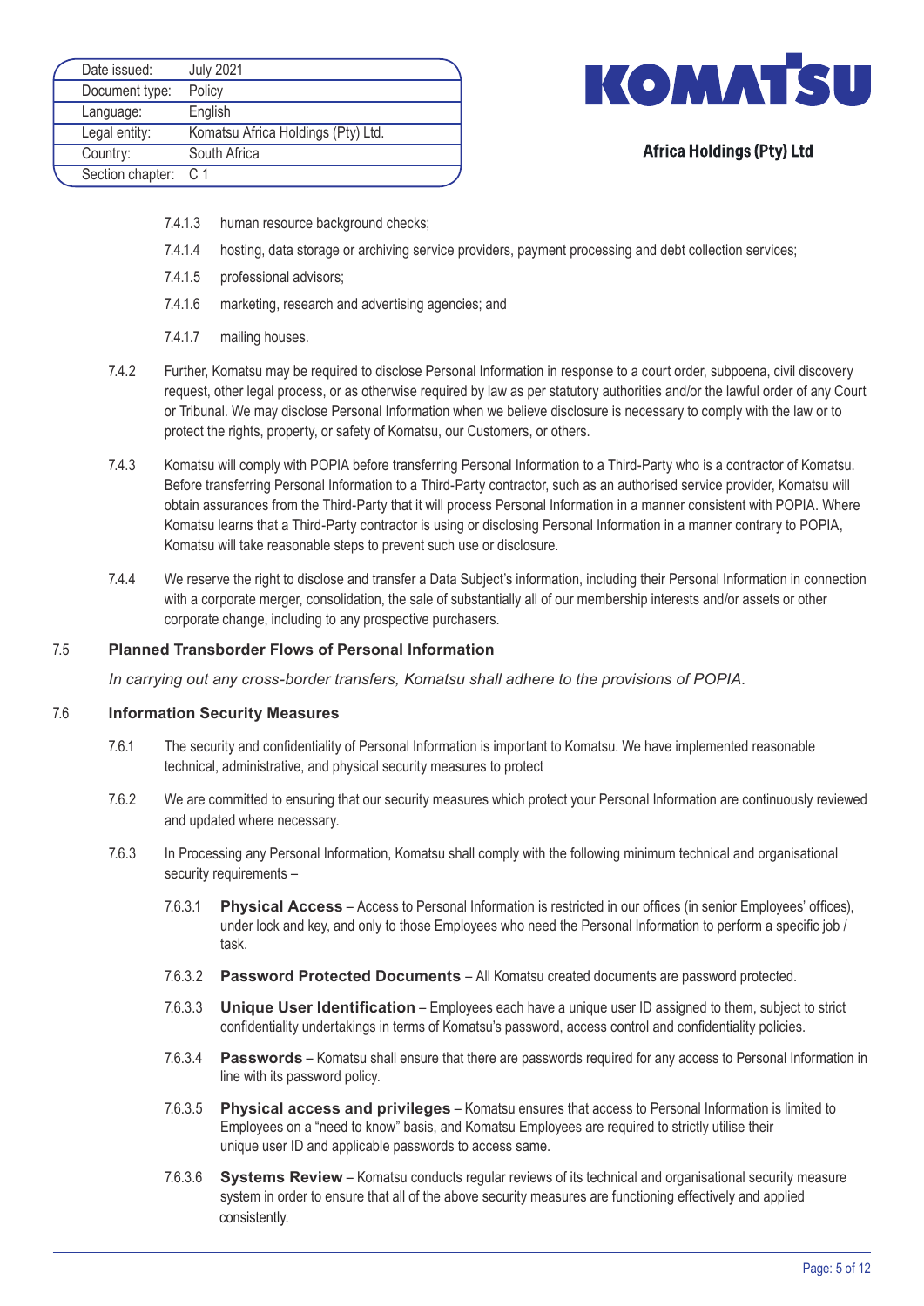7.4.1.3 human resource background checks;

7.4.1.4 hosting, data storage or archiving service providers, payment processing and debt collection services;

7.4.1.5 professional advisors;

7.4.1.6 marketing, research and advertising agencies; and

7.4.1.7 mailing houses.

7.4.2 Further, Komatsu may be required to disclose Personal Information in response to a court order, subpoena, civil discovery request, other legal process, or as otherwise required by law as per statutory authorities and/or the lawful order of any Court or Tribunal. We may disclose Personal Information when we believe disclosure is necessary to comply with the law or to protect the rights, property, or safety of Komatsu, our Customers, or others.

7.4.3 Komatsu will comply with POPIA before transferring Personal Information to a Third-Party who is a contractor of Komatsu. Before transferring Personal Information to a Third-Party contractor, such as an authorised service provider, Komatsu will obtain assurances from the Third-Party that it will process Personal Information in a manner consistent with POPIA. Where Komatsu learns that a Third-Party contractor is using or disclosing Personal Information in a manner contrary to POPIA, Komatsu will take reasonable steps to prevent such use or disclosure.

7.4.4 We reserve the right to disclose and transfer a Data Subject's information, including their Personal Information in connection with a corporate merger, consolidation, the sale of substantially all of our membership interests and/or assets or other corporate change, including to any prospective purchasers.

### 7.5 Planned Transborder Flows of Personal Information

*In carrying out any cross-border transfers, Komatsu shall adhere to the provisions of POPIA.*

### 7.6 Information Security Measures

7.6.1 The security and confidentiality of Personal Information is important to Komatsu. We have implemented reasonable technical, administrative, and physical security measures to protect

7.6.2 We are committed to ensuring that our security measures which protect your Personal Information are continuously reviewed and updated where necessary.

7.6.3 In Processing any Personal Information, Komatsu shall comply with the following minimum technical and organisational security requirements –

7.6.3.1 **Physical Access** – Access to Personal Information is restricted in our offices (in senior Employees' offices), under lock and key, and only to those Employees who need the Personal Information to perform a specific job / task.

7.6.3.2 **Password Protected Documents** – All Komatsu created documents are password protected.

7.6.3.3 **Unique User Identification** – Employees each have a unique user ID assigned to them, subject to strict confidentiality undertakings in terms of Komatsu's password, access control and confidentiality policies.

7.6.3.4 **Passwords** – Komatsu shall ensure that there are passwords required for any access to Personal Information in line with its password policy.

7.6.3.5 **Physical access and privileges** – Komatsu ensures that access to Personal Information is limited to Employees on a "need to know" basis, and Komatsu Employees are required to strictly utilise their unique user ID and applicable passwords to access same.

7.6.3.6 **Systems Review** – Komatsu conducts regular reviews of its technical and organisational security measure system in order to ensure that all of the above security measures are functioning effectively and applied consistently.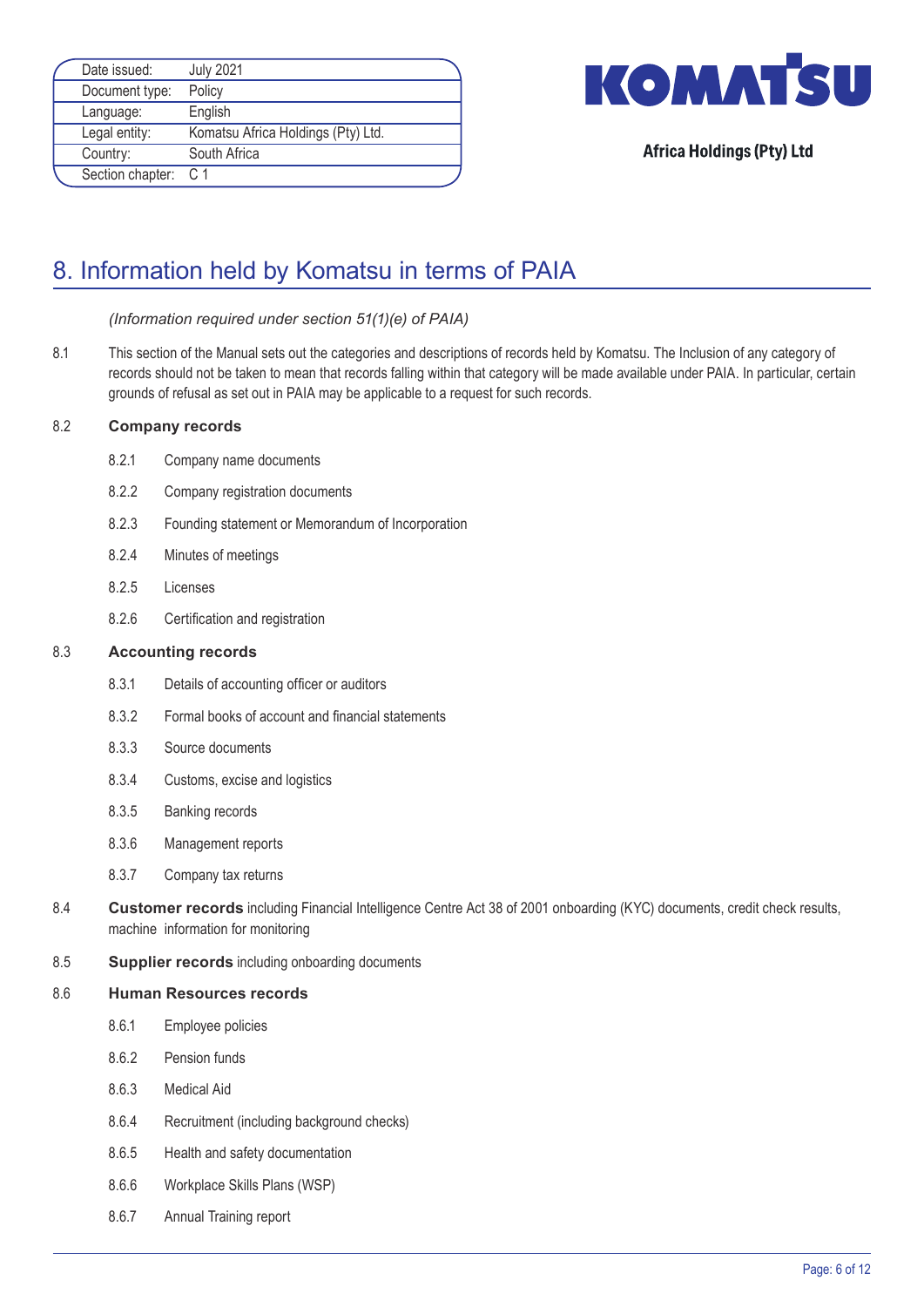| Date issued: | July 2021 |
|---|---|
| Document type: | Policy |
| Language: | English |
| Legal entity: | Komatsu Africa Holdings (Pty) Ltd. |
| Country: | South Africa |
| Section chapter: | C 1 |

KOMATSU

Africa Holdings (Pty) Ltd

# 8. Information held by Komatsu in terms of PAIA

*(Information required under section 51(1)(e) of PAIA)*

8.1 This section of the Manual sets out the categories and descriptions of records held by Komatsu. The Inclusion of any category of records should not be taken to mean that records falling within that category will be made available under PAIA. In particular, certain grounds of refusal as set out in PAIA may be applicable to a request for such records.

8.2 **Company records**

- 8.2.1 Company name documents
- 8.2.2 Company registration documents
- 8.2.3 Founding statement or Memorandum of Incorporation
- 8.2.4 Minutes of meetings
- 8.2.5 Licenses
- 8.2.6 Certification and registration

8.3 **Accounting records**

- 8.3.1 Details of accounting officer or auditors
- 8.3.2 Formal books of account and financial statements
- 8.3.3 Source documents
- 8.3.4 Customs, excise and logistics
- 8.3.5 Banking records
- 8.3.6 Management reports
- 8.3.7 Company tax returns

8.4 **Customer records** including Financial Intelligence Centre Act 38 of 2001 onboarding (KYC) documents, credit check results, machine information for monitoring

8.5 **Supplier records** including onboarding documents

8.6 **Human Resources records**

- 8.6.1 Employee policies
- 8.6.2 Pension funds
- 8.6.3 Medical Aid
- 8.6.4 Recruitment (including background checks)
- 8.6.5 Health and safety documentation
- 8.6.6 Workplace Skills Plans (WSP)
- 8.6.7 Annual Training report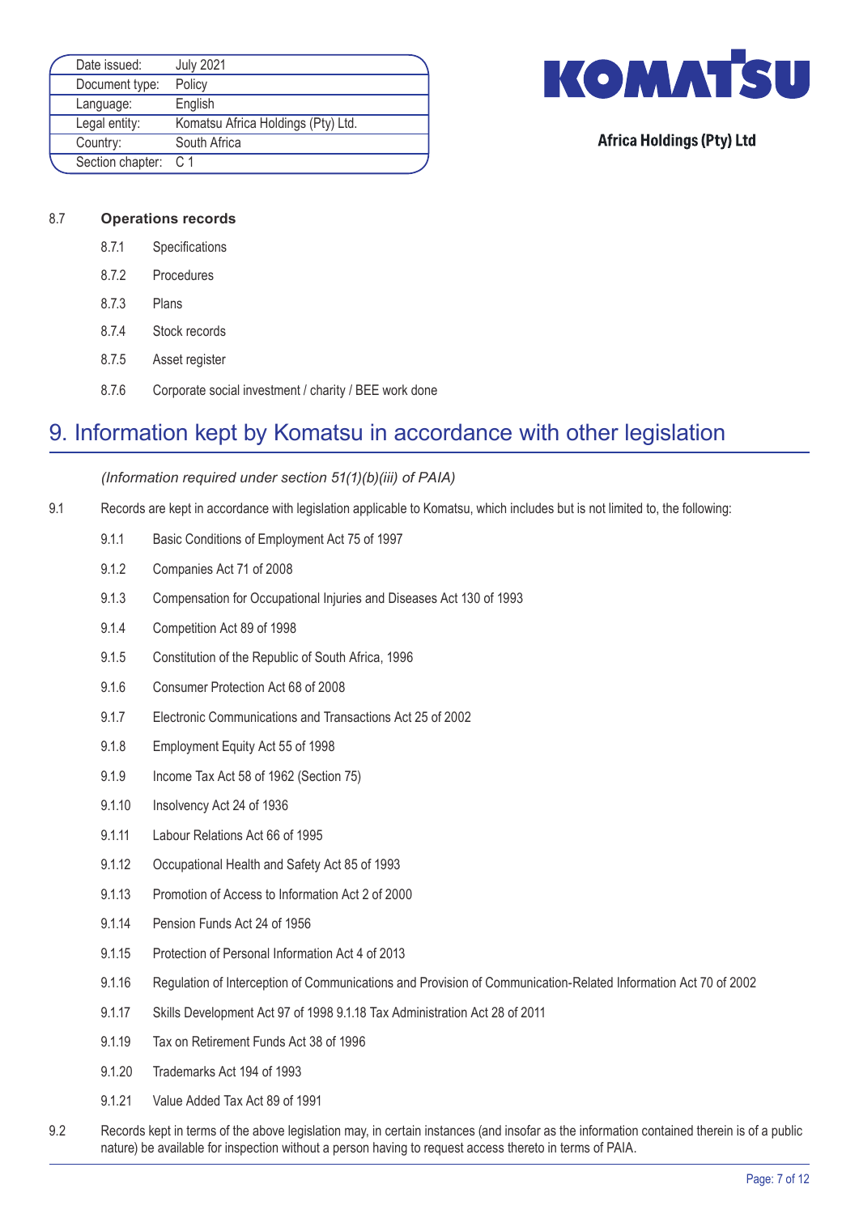| Date issued: | July 2021 |
| --- | --- |
| Document type: | Policy |
| Language: | English |
| Legal entity: | Komatsu Africa Holdings (Pty) Ltd. |
| Country: | South Africa |
| Section chapter: | C 1 |

KOMATSU

Africa Holdings (Pty) Ltd

8.7 **Operations records**

8.7.1 Specifications

8.7.2 Procedures

8.7.3 Plans

8.7.4 Stock records

8.7.5 Asset register

8.7.6 Corporate social investment / charity / BEE work done

# 9. Information kept by Komatsu in accordance with other legislation

*(Information required under section 51(1)(b)(iii) of PAIA)*

9.1 Records are kept in accordance with legislation applicable to Komatsu, which includes but is not limited to, the following:

9.1.1 Basic Conditions of Employment Act 75 of 1997

9.1.2 Companies Act 71 of 2008

9.1.3 Compensation for Occupational Injuries and Diseases Act 130 of 1993

9.1.4 Competition Act 89 of 1998

9.1.5 Constitution of the Republic of South Africa, 1996

9.1.6 Consumer Protection Act 68 of 2008

9.1.7 Electronic Communications and Transactions Act 25 of 2002

9.1.8 Employment Equity Act 55 of 1998

9.1.9 Income Tax Act 58 of 1962 (Section 75)

9.1.10 Insolvency Act 24 of 1936

9.1.11 Labour Relations Act 66 of 1995

9.1.12 Occupational Health and Safety Act 85 of 1993

9.1.13 Promotion of Access to Information Act 2 of 2000

9.1.14 Pension Funds Act 24 of 1956

9.1.15 Protection of Personal Information Act 4 of 2013

9.1.16 Regulation of Interception of Communications and Provision of Communication-Related Information Act 70 of 2002

9.1.17 Skills Development Act 97 of 1998 9.1.18 Tax Administration Act 28 of 2011

9.1.19 Tax on Retirement Funds Act 38 of 1996

9.1.20 Trademarks Act 194 of 1993

9.1.21 Value Added Tax Act 89 of 1991

9.2 Records kept in terms of the above legislation may, in certain instances (and insofar as the information contained therein is of a public nature) be available for inspection without a person having to request access thereto in terms of PAIA.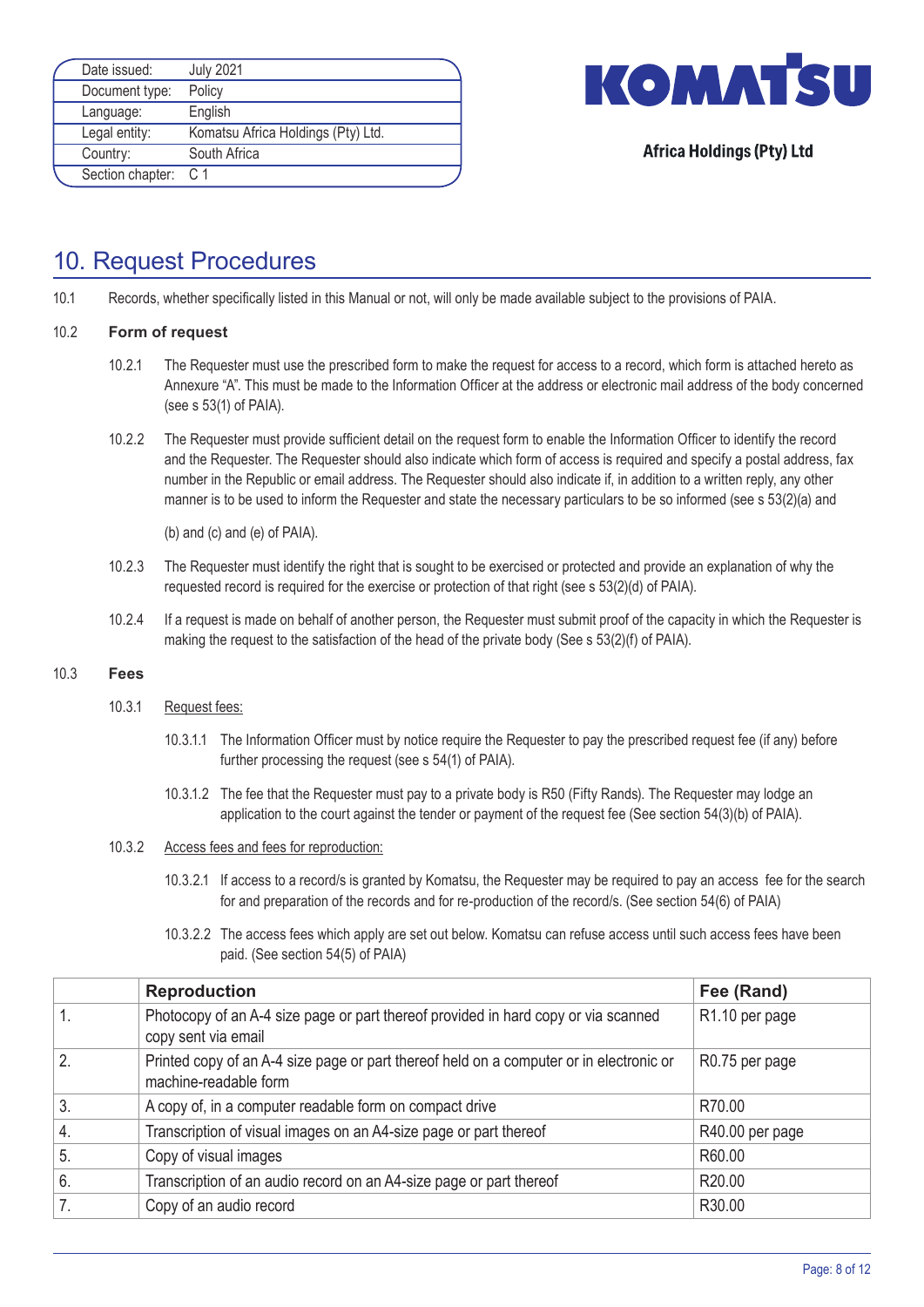| Date issued: | July 2021 |
|---|---|
| Document type: | Policy |
| Language: | English |
| Legal entity: | Komatsu Africa Holdings (Pty) Ltd. |
| Country: | South Africa |
| Section chapter: | C 1 |

KOMATSU

Africa Holdings (Pty) Ltd

# 10. Request Procedures

10.1 Records, whether specifically listed in this Manual or not, will only be made available subject to the provisions of PAIA.

10.2 **Form of request**

10.2.1 The Requester must use the prescribed form to make the request for access to a record, which form is attached hereto as Annexure "A". This must be made to the Information Officer at the address or electronic mail address of the body concerned (see s 53(1) of PAIA).

10.2.2 The Requester must provide sufficient detail on the request form to enable the Information Officer to identify the record and the Requester. The Requester should also indicate which form of access is required and specify a postal address, fax number in the Republic or email address. The Requester should also indicate if, in addition to a written reply, any other manner is to be used to inform the Requester and state the necessary particulars to be so informed (see s 53(2)(a) and

(b) and (c) and (e) of PAIA).

10.2.3 The Requester must identify the right that is sought to be exercised or protected and provide an explanation of why the requested record is required for the exercise or protection of that right (see s 53(2)(d) of PAIA).

10.2.4 If a request is made on behalf of another person, the Requester must submit proof of the capacity in which the Requester is making the request to the satisfaction of the head of the private body (See s 53(2)(f) of PAIA).

10.3 **Fees**

10.3.1 Request fees:

10.3.1.1 The Information Officer must by notice require the Requester to pay the prescribed request fee (if any) before further processing the request (see s 54(1) of PAIA).

10.3.1.2 The fee that the Requester must pay to a private body is R50 (Fifty Rands). The Requester may lodge an application to the court against the tender or payment of the request fee (See section 54(3)(b) of PAIA).

10.3.2 Access fees and fees for reproduction:

10.3.2.1 If access to a record/s is granted by Komatsu, the Requester may be required to pay an access fee for the search for and preparation of the records and for re-production of the record/s. (See section 54(6) of PAIA)

10.3.2.2 The access fees which apply are set out below. Komatsu can refuse access until such access fees have been paid. (See section 54(5) of PAIA)

| | **Reproduction** | **Fee (Rand)** |
|---|---|---|
| 1. | Photocopy of an A-4 size page or part thereof provided in hard copy or via scanned copy sent via email | R1.10 per page |
| 2. | Printed copy of an A-4 size page or part thereof held on a computer or in electronic or machine-readable form | R0.75 per page |
| 3. | A copy of, in a computer readable form on compact drive | R70.00 |
| 4. | Transcription of visual images on an A4-size page or part thereof | R40.00 per page |
| 5. | Copy of visual images | R60.00 |
| 6. | Transcription of an audio record on an A4-size page or part thereof | R20.00 |
| 7. | Copy of an audio record | R30.00 |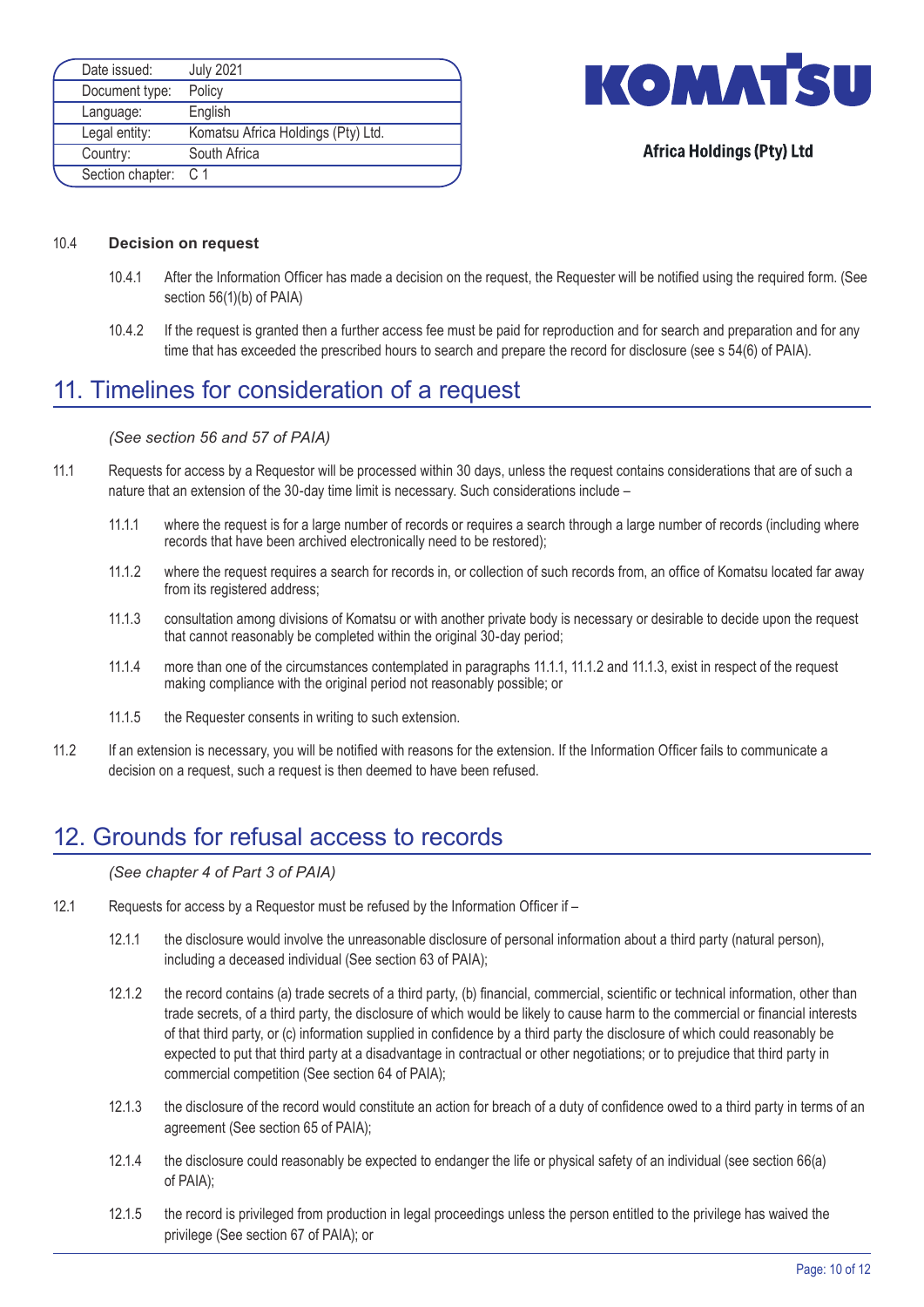### 10.4 Decision on request

10.4.1 After the Information Officer has made a decision on the request, the Requester will be notified using the required form. (See section 56(1)(b) of PAIA)

10.4.2 If the request is granted then a further access fee must be paid for reproduction and for search and preparation and for any time that has exceeded the prescribed hours to search and prepare the record for disclosure (see s 54(6) of PAIA).

## 11. Timelines for consideration of a request

*(See section 56 and 57 of PAIA)*

11.1 Requests for access by a Requestor will be processed within 30 days, unless the request contains considerations that are of such a nature that an extension of the 30-day time limit is necessary. Such considerations include –

11.1.1 where the request is for a large number of records or requires a search through a large number of records (including where records that have been archived electronically need to be restored);

11.1.2 where the request requires a search for records in, or collection of such records from, an office of Komatsu located far away from its registered address;

11.1.3 consultation among divisions of Komatsu or with another private body is necessary or desirable to decide upon the request that cannot reasonably be completed within the original 30-day period;

11.1.4 more than one of the circumstances contemplated in paragraphs 11.1.1, 11.1.2 and 11.1.3, exist in respect of the request making compliance with the original period not reasonably possible; or

11.1.5 the Requester consents in writing to such extension.

11.2 If an extension is necessary, you will be notified with reasons for the extension. If the Information Officer fails to communicate a decision on a request, such a request is then deemed to have been refused.

## 12. Grounds for refusal access to records

*(See chapter 4 of Part 3 of PAIA)*

12.1 Requests for access by a Requestor must be refused by the Information Officer if –

12.1.1 the disclosure would involve the unreasonable disclosure of personal information about a third party (natural person), including a deceased individual (See section 63 of PAIA);

12.1.2 the record contains (a) trade secrets of a third party, (b) financial, commercial, scientific or technical information, other than trade secrets, of a third party, the disclosure of which would be likely to cause harm to the commercial or financial interests of that third party, or (c) information supplied in confidence by a third party the disclosure of which could reasonably be expected to put that third party at a disadvantage in contractual or other negotiations; or to prejudice that third party in commercial competition (See section 64 of PAIA);

12.1.3 the disclosure of the record would constitute an action for breach of a duty of confidence owed to a third party in terms of an agreement (See section 65 of PAIA);

12.1.4 the disclosure could reasonably be expected to endanger the life or physical safety of an individual (see section 66(a) of PAIA);

12.1.5 the record is privileged from production in legal proceedings unless the person entitled to the privilege has waived the privilege (See section 67 of PAIA); or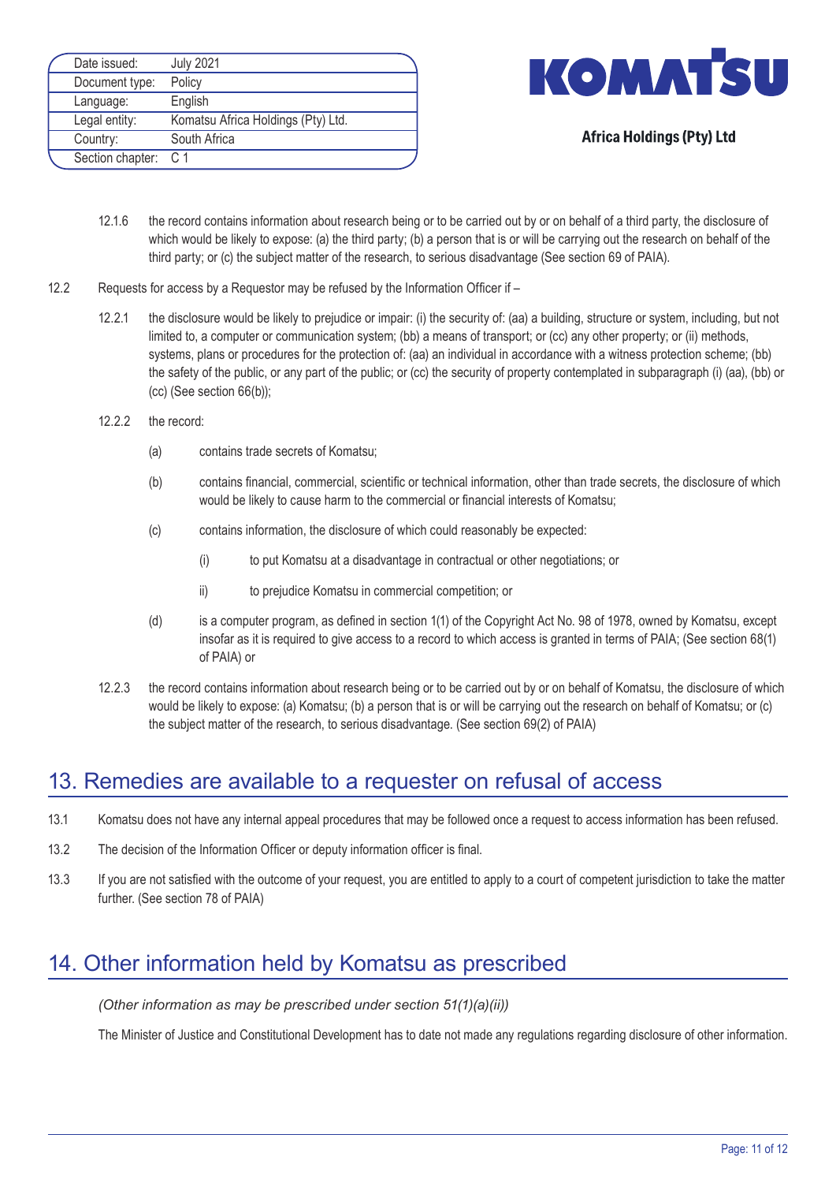12.1.6 the record contains information about research being or to be carried out by or on behalf of a third party, the disclosure of which would be likely to expose: (a) the third party; (b) a person that is or will be carrying out the research on behalf of the third party; or (c) the subject matter of the research, to serious disadvantage (See section 69 of PAIA).

12.2 Requests for access by a Requestor may be refused by the Information Officer if –

12.2.1 the disclosure would be likely to prejudice or impair: (i) the security of: (aa) a building, structure or system, including, but not limited to, a computer or communication system; (bb) a means of transport; or (cc) any other property; or (ii) methods, systems, plans or procedures for the protection of: (aa) an individual in accordance with a witness protection scheme; (bb) the safety of the public, or any part of the public; or (cc) the security of property contemplated in subparagraph (i) (aa), (bb) or (cc) (See section 66(b));

12.2.2 the record:

(a) contains trade secrets of Komatsu;

(b) contains financial, commercial, scientific or technical information, other than trade secrets, the disclosure of which would be likely to cause harm to the commercial or financial interests of Komatsu;

(c) contains information, the disclosure of which could reasonably be expected:

(i) to put Komatsu at a disadvantage in contractual or other negotiations; or

ii) to prejudice Komatsu in commercial competition; or

(d) is a computer program, as defined in section 1(1) of the Copyright Act No. 98 of 1978, owned by Komatsu, except insofar as it is required to give access to a record to which access is granted in terms of PAIA; (See section 68(1) of PAIA) or

12.2.3 the record contains information about research being or to be carried out by or on behalf of Komatsu, the disclosure of which would be likely to expose: (a) Komatsu; (b) a person that is or will be carrying out the research on behalf of Komatsu; or (c) the subject matter of the research, to serious disadvantage. (See section 69(2) of PAIA)

## 13. Remedies are available to a requester on refusal of access

13.1 Komatsu does not have any internal appeal procedures that may be followed once a request to access information has been refused.

13.2 The decision of the Information Officer or deputy information officer is final.

13.3 If you are not satisfied with the outcome of your request, you are entitled to apply to a court of competent jurisdiction to take the matter further. (See section 78 of PAIA)

## 14. Other information held by Komatsu as prescribed

*(Other information as may be prescribed under section 51(1)(a)(ii))*

The Minister of Justice and Constitutional Development has to date not made any regulations regarding disclosure of other information.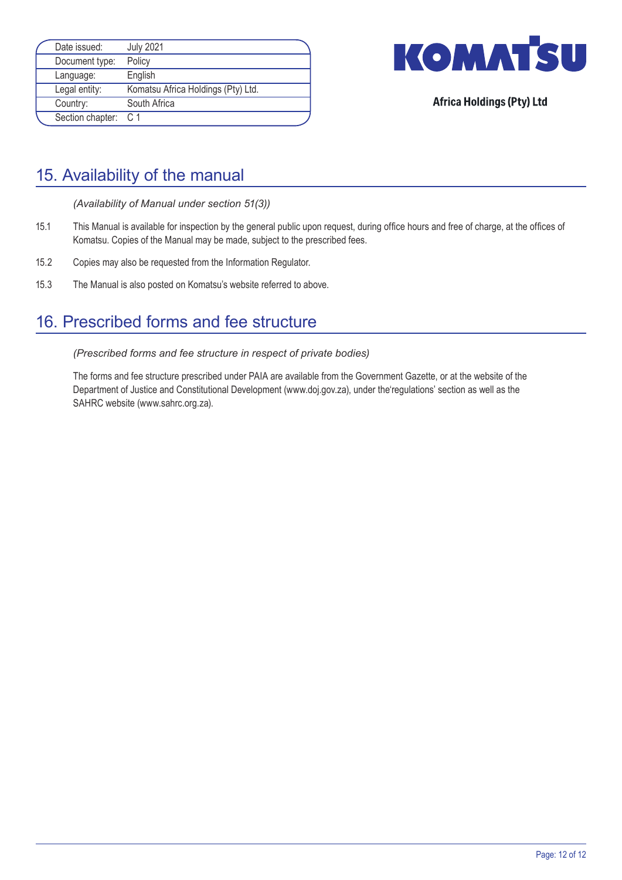| Date issued: | July 2021 |
| --- | --- |
| Document type: | Policy |
| Language: | English |
| Legal entity: | Komatsu Africa Holdings (Pty) Ltd. |
| Country: | South Africa |
| Section chapter: | C 1 |

KOMATSU

**Africa Holdings (Pty) Ltd**

## 15. Availability of the manual

*(Availability of Manual under section 51(3))*

15.1 This Manual is available for inspection by the general public upon request, during office hours and free of charge, at the offices of Komatsu. Copies of the Manual may be made, subject to the prescribed fees.

15.2 Copies may also be requested from the Information Regulator.

15.3 The Manual is also posted on Komatsu's website referred to above.

## 16. Prescribed forms and fee structure

*(Prescribed forms and fee structure in respect of private bodies)*

The forms and fee structure prescribed under PAIA are available from the Government Gazette, or at the website of the Department of Justice and Constitutional Development (www.doj.gov.za), under the'regulations' section as well as the SAHRC website (www.sahrc.org.za).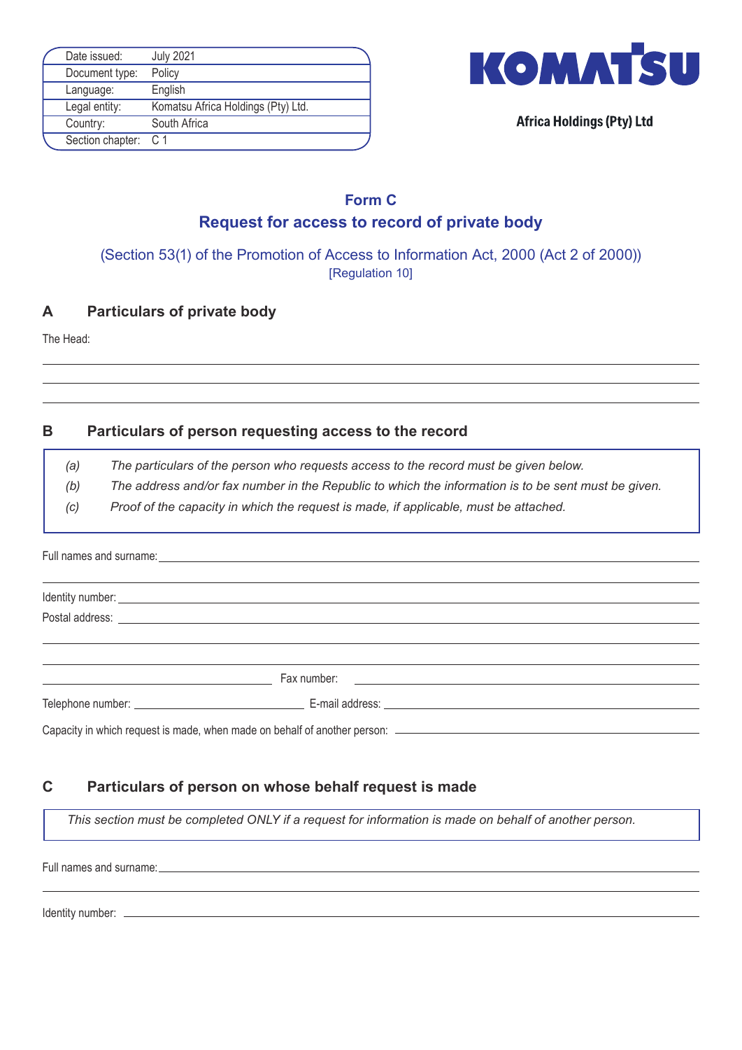| Date issued: | July 2021 |
|---|---|
| Document type: | Policy |
| Language: | English |
| Legal entity: | Komatsu Africa Holdings (Pty) Ltd. |
| Country: | South Africa |
| Section chapter: | C 1 |

KOMATSU

**Africa Holdings (Pty) Ltd**

## Form C
## Request for access to record of private body

(Section 53(1) of the Promotion of Access to Information Act, 2000 (Act 2 of 2000))
[Regulation 10]

### A Particulars of private body

The Head:

___

___

___

### B Particulars of person requesting access to the record

*(a) The particulars of the person who requests access to the record must be given below.*
*(b) The address and/or fax number in the Republic to which the information is to be sent must be given.*
*(c) Proof of the capacity in which the request is made, if applicable, must be attached.*

Full names and surname: ___

___

Identity number: ___

Postal address: ___

___

___

___ Fax number: ___

Telephone number: ___ E-mail address: ___

Capacity in which request is made, when made on behalf of another person: ___

### C Particulars of person on whose behalf request is made

*This section must be completed ONLY if a request for information is made on behalf of another person.*

Full names and surname: ___

___

Identity number: ___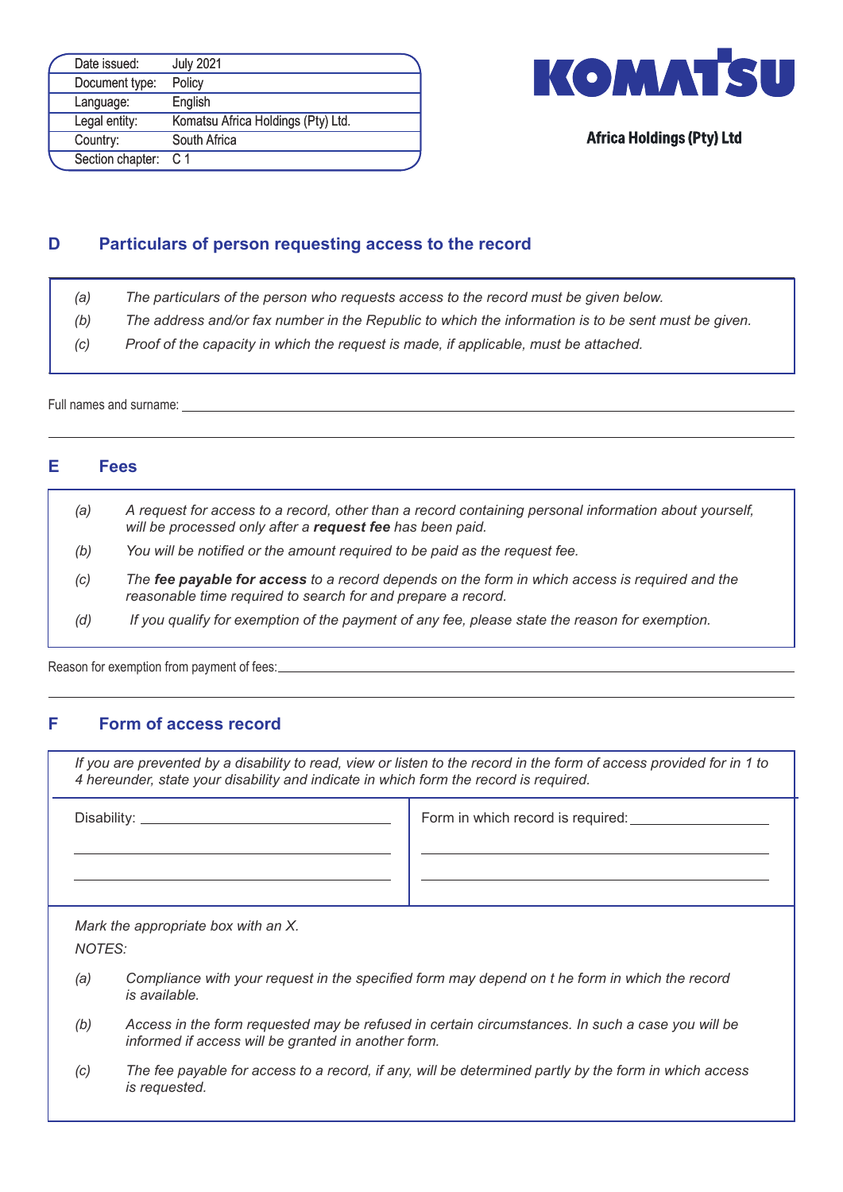| Date issued: | July 2021 |
|---|---|
| Document type: | Policy |
| Language: | English |
| Legal entity: | Komatsu Africa Holdings (Pty) Ltd. |
| Country: | South Africa |
| Section chapter: | C 1 |

**KOMATSU**

**Africa Holdings (Pty) Ltd**

## D Particulars of person requesting access to the record

*(a) The particulars of the person who requests access to the record must be given below.*

*(b) The address and/or fax number in the Republic to which the information is to be sent must be given.*

*(c) Proof of the capacity in which the request is made, if applicable, must be attached.*

Full names and surname: ______________________________________________

______________________________________________

## E Fees

*(a) A request for access to a record, other than a record containing personal information about yourself, will be processed only after a* ***request fee*** *has been paid.*

*(b) You will be notified or the amount required to be paid as the request fee.*

*(c) The* ***fee payable for access*** *to a record depends on the form in which access is required and the reasonable time required to search for and prepare a record.*

*(d) If you qualify for exemption of the payment of any fee, please state the reason for exemption.*

Reason for exemption from payment of fees: ______________________________________________

______________________________________________

## F Form of access record

*If you are prevented by a disability to read, view or listen to the record in the form of access provided for in 1 to 4 hereunder, state your disability and indicate in which form the record is required.*

| Disability: ______________________ | Form in which record is required: ______________________ |
|---|---|
| ______________________ | ______________________ |
| ______________________ | ______________________ |

*Mark the appropriate box with an X.*

*NOTES:*

*(a) Compliance with your request in the specified form may depend on t he form in which the record is available.*

*(b) Access in the form requested may be refused in certain circumstances. In such a case you will be informed if access will be granted in another form.*

*(c) The fee payable for access to a record, if any, will be determined partly by the form in which access is requested.*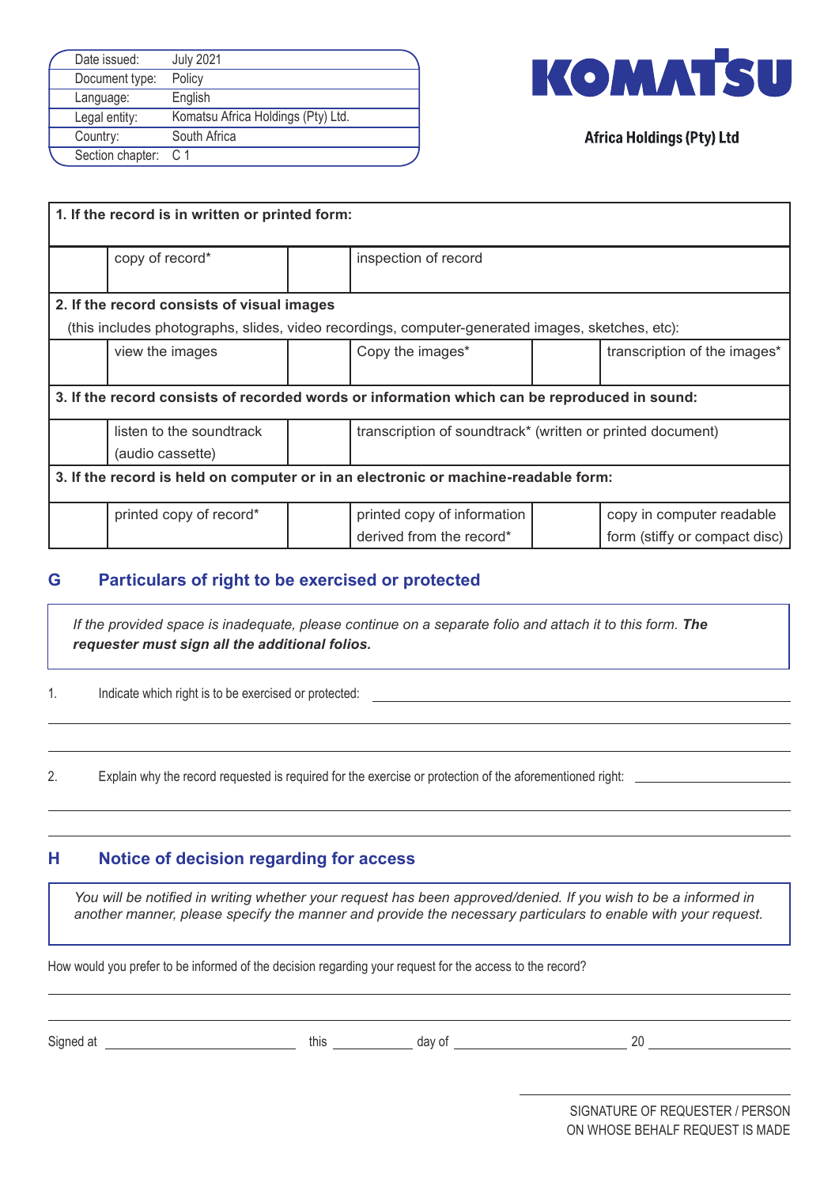| | |
|---|---|
| Date issued: | July 2021 |
| Document type: | Policy |
| Language: | English |
| Legal entity: | Komatsu Africa Holdings (Pty) Ltd. |
| Country: | South Africa |
| Section chapter: | C 1 |

KOMATSU

Africa Holdings (Pty) Ltd

| | | | | | |
|---|---|---|---|---|---|
| **1. If the record is in written or printed form:** | | | | | |
| | copy of record* | | inspection of record | | |
| **2. If the record consists of visual images** (this includes photographs, slides, video recordings, computer-generated images, sketches, etc): | | | | | |
| | view the images | | Copy the images* | | transcription of the images* |
| **3. If the record consists of recorded words or information which can be reproduced in sound:** | | | | | |
| | listen to the soundtrack (audio cassette) | | transcription of soundtrack* (written or printed document) | | |
| **3. If the record is held on computer or in an electronic or machine-readable form:** | | | | | |
| | printed copy of record* | | printed copy of information derived from the record* | | copy in computer readable form (stiffy or compact disc) |

## G Particulars of right to be exercised or protected

*If the provided space is inadequate, please continue on a separate folio and attach it to this form.* ***The requester must sign all the additional folios.***

1. Indicate which right is to be exercised or protected: ______________________________

______________________________________________________________________

______________________________________________________________________

2. Explain why the record requested is required for the exercise or protection of the aforementioned right: ______________________________

______________________________________________________________________

______________________________________________________________________

## H Notice of decision regarding for access

*You will be notified in writing whether your request has been approved/denied. If you wish to be a informed in another manner, please specify the manner and provide the necessary particulars to enable with your request.*

How would you prefer to be informed of the decision regarding your request for the access to the record?

______________________________________________________________________

______________________________________________________________________

Signed at ______________________ this __________ day of ______________________ 20 __________

______________________________

SIGNATURE OF REQUESTER / PERSON ON WHOSE BEHALF REQUEST IS MADE